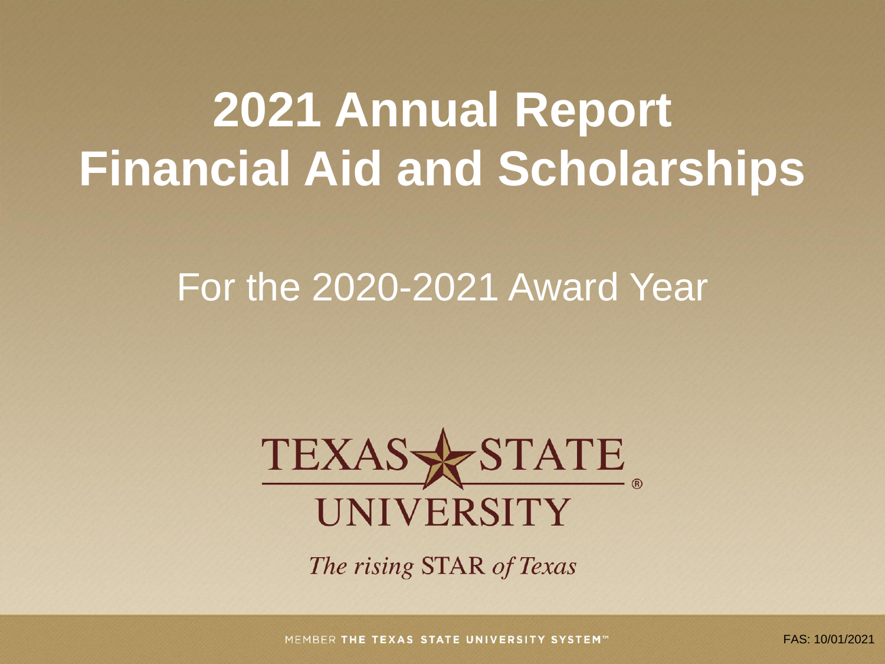# 2021 Annual Report
# Financial Aid and Scholarships

For the 2020-2021 Award Year

TEXAS STATE UNIVERSITY

*The rising* STAR *of Texas*

MEMBER **THE TEXAS STATE UNIVERSITY SYSTEM™**

FAS: 10/01/2021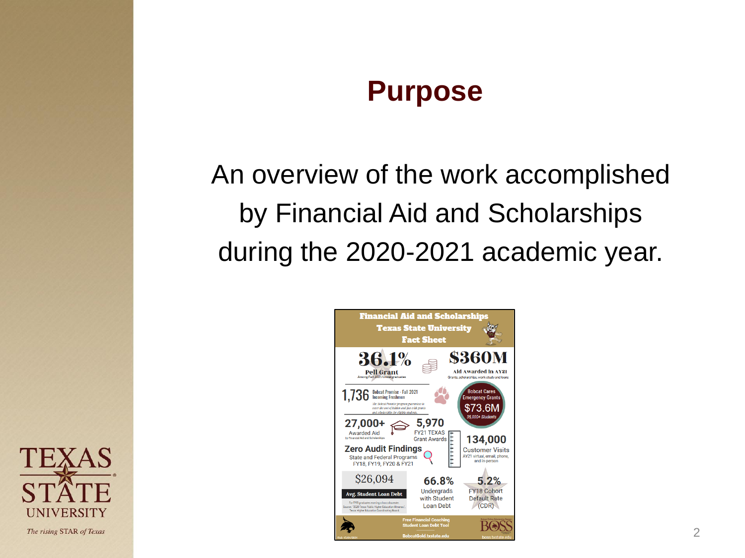# Purpose

An overview of the work accomplished by Financial Aid and Scholarships during the 2020-2021 academic year.

**Financial Aid and Scholarships**
**Texas State University**
**Fact Sheet**

**36.1%**
Pell Grant
Among Fall 2021 Undergraduates

**$360M**
Aid Awarded in AY21
Grants, scholarships, work-study and loans

**1,736** Bobcat Promise - Fall 2021 Incoming Freshmen
*The Bobcat Promise program guarantees to cover the cost of tuition and fees with grants and scholarships for eligible students.*

Bobcat Cares Emergency Grants
**$73.6M**
35,000+ Students

**27,000+**
Awarded Aid
by Financial Aid and Scholarships

**5,970**
FY21 TEXAS Grant Awards

**134,000**
Customer Visits
AY21 virtual, email, phone, and in-person

**Zero Audit Findings**
State and Federal Programs
FY18, FY19, FY20 & FY21

**$26,094**
Avg. Student Loan Debt
For FY18 graduates earning a baccalaureate. Source: "2020 Texas Public Higher Education Almanac", Texas Higher Education Coordinating Board

**66.8%**
Undergrads with Student Loan Debt

**5.2%**
FY18 Cohort Default Rate (CDR)

Free Financial Coaching
Student Loan Debt Tool
BobcatGold.txstate.edu

BOSS
boss.txstate.edu

Pub. 10/01/2021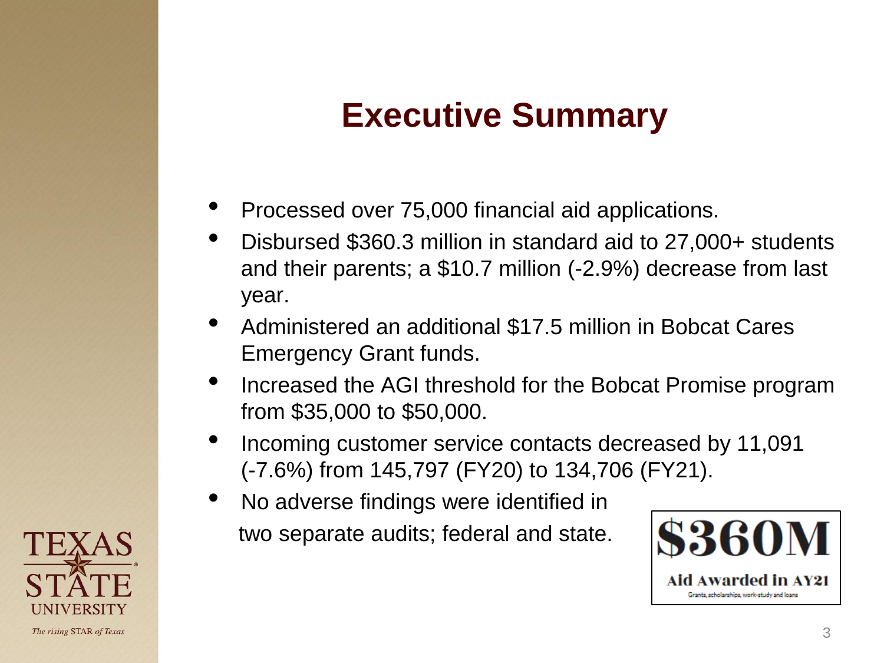# Executive Summary

- Processed over 75,000 financial aid applications.
- Disbursed $360.3 million in standard aid to 27,000+ students and their parents; a $10.7 million (-2.9%) decrease from last year.
- Administered an additional $17.5 million in Bobcat Cares Emergency Grant funds.
- Increased the AGI threshold for the Bobcat Promise program from $35,000 to $50,000.
- Incoming customer service contacts decreased by 11,091 (-7.6%) from 145,797 (FY20) to 134,706 (FY21).
- No adverse findings were identified in two separate audits; federal and state.

**$360M**

**Aid Awarded in AY21**

Grants, scholarships, work-study and loans

TEXAS STATE UNIVERSITY

*The rising* STAR *of Texas*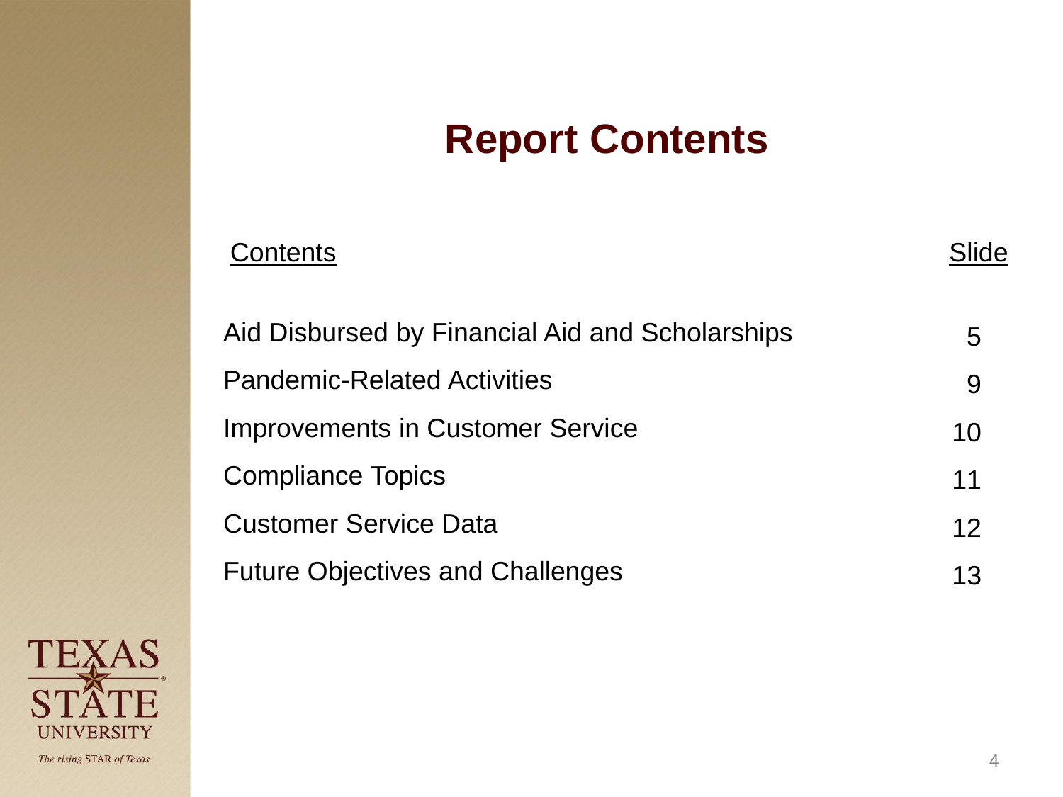# Report Contents

| Contents | Slide |
| --- | --- |
| Aid Disbursed by Financial Aid and Scholarships | 5 |
| Pandemic-Related Activities | 9 |
| Improvements in Customer Service | 10 |
| Compliance Topics | 11 |
| Customer Service Data | 12 |
| Future Objectives and Challenges | 13 |

TEXAS STATE UNIVERSITY

*The rising STAR of Texas*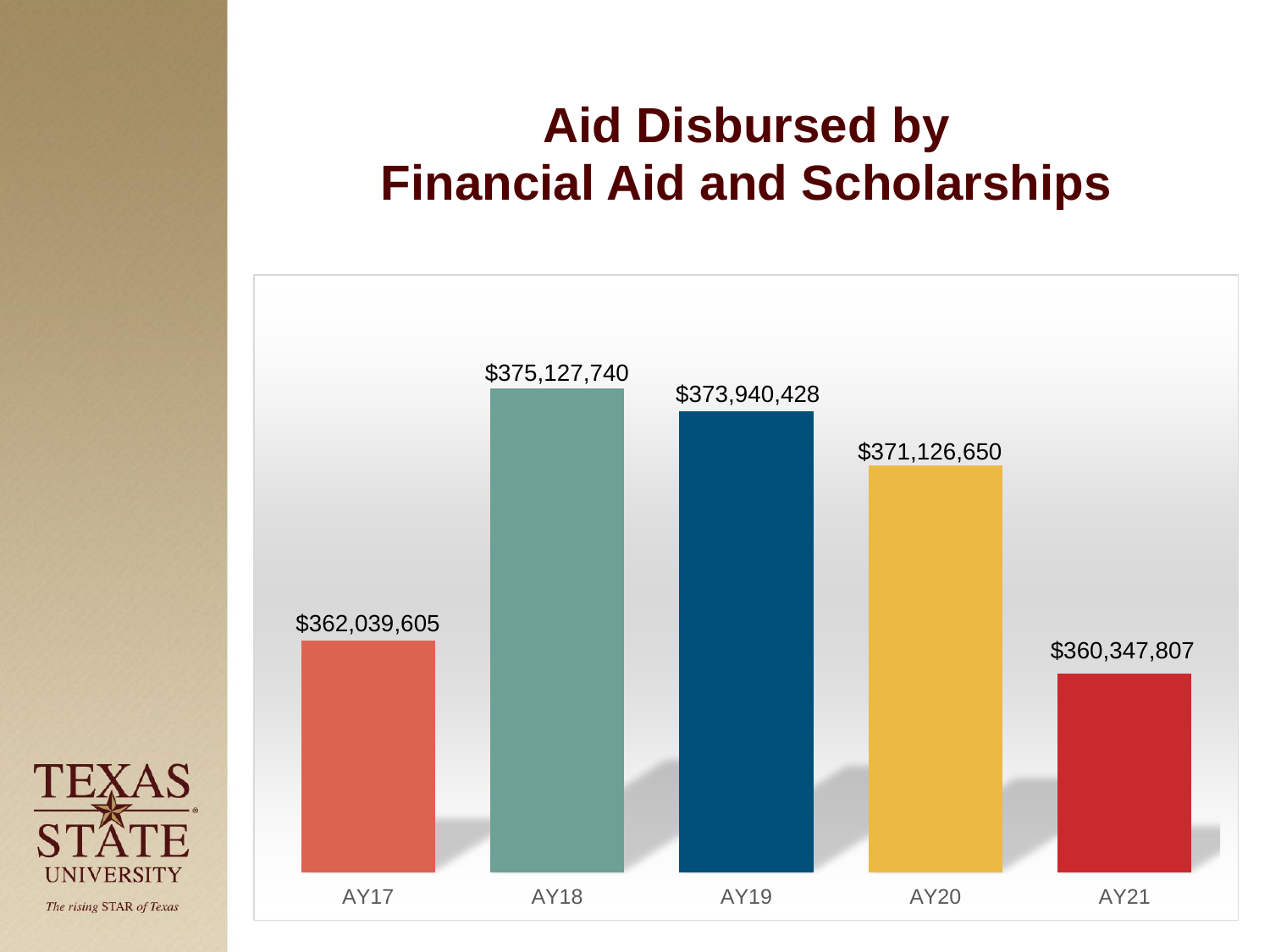# Aid Disbursed by Financial Aid and Scholarships

| AY17 | AY18 | AY19 | AY20 | AY21 |
|---|---|---|---|---|
| $362,039,605 | $375,127,740 | $373,940,428 | $371,126,650 | $360,347,807 |

TEXAS STATE UNIVERSITY

*The rising STAR of Texas*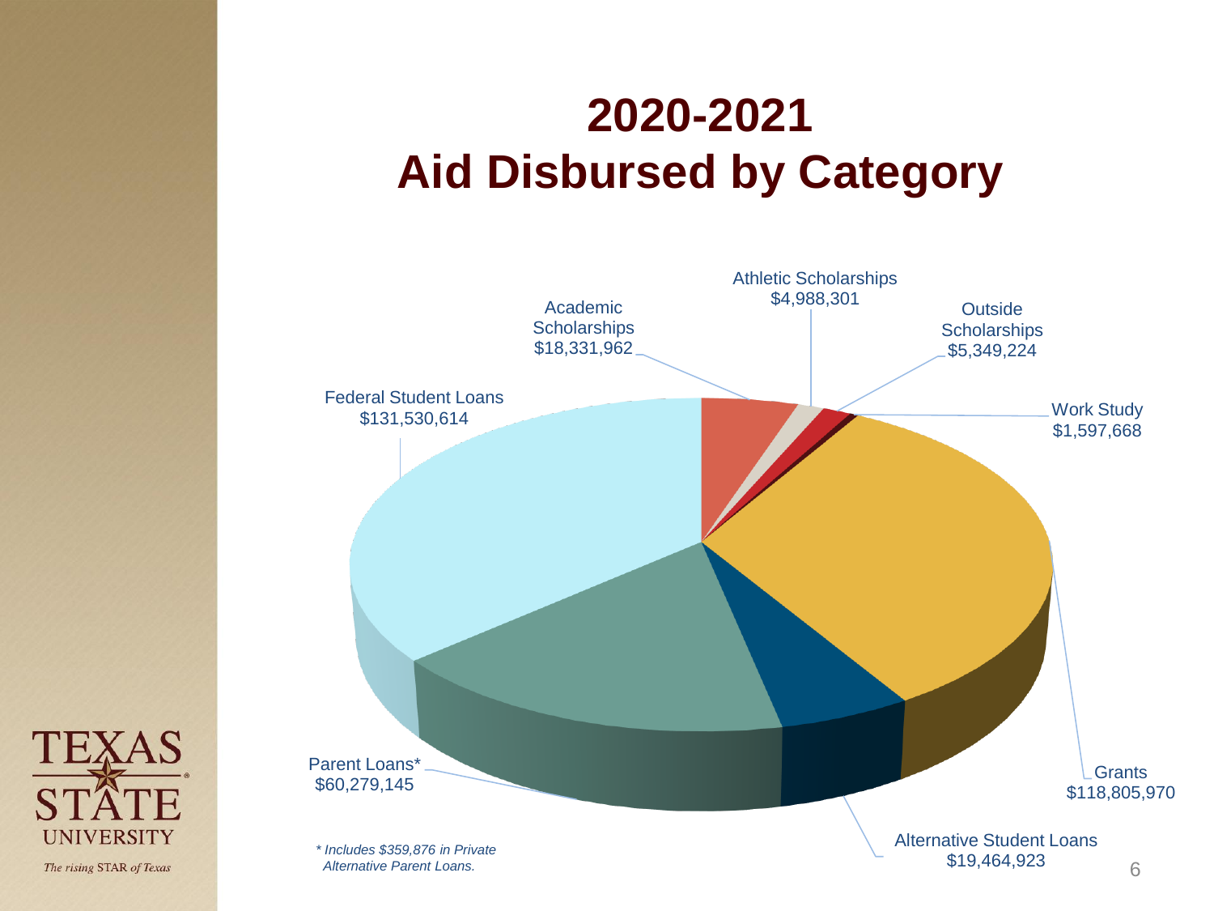# 2020-2021 Aid Disbursed by Category

Athletic Scholarships
$4,988,301

Academic Scholarships
$18,331,962

Outside Scholarships
$5,349,224

Federal Student Loans
$131,530,614

Work Study
$1,597,668

Parent Loans*
$60,279,145

Grants
$118,805,970

Alternative Student Loans
$19,464,923

*\* Includes $359,876 in Private Alternative Parent Loans.*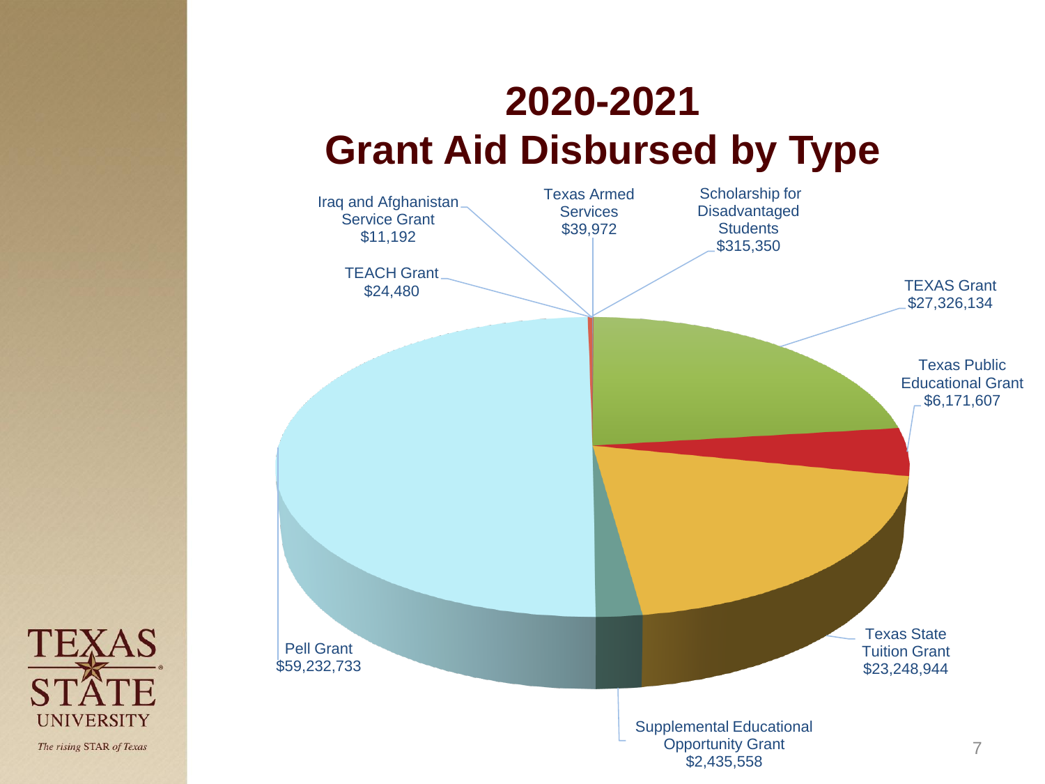# 2020-2021
# Grant Aid Disbursed by Type

Iraq and Afghanistan Service Grant $11,192

Texas Armed Services $39,972

Scholarship for Disadvantaged Students $315,350

TEACH Grant $24,480

TEXAS Grant $27,326,134

Texas Public Educational Grant $6,171,607

Texas State Tuition Grant $23,248,944

Supplemental Educational Opportunity Grant $2,435,558

Pell Grant $59,232,733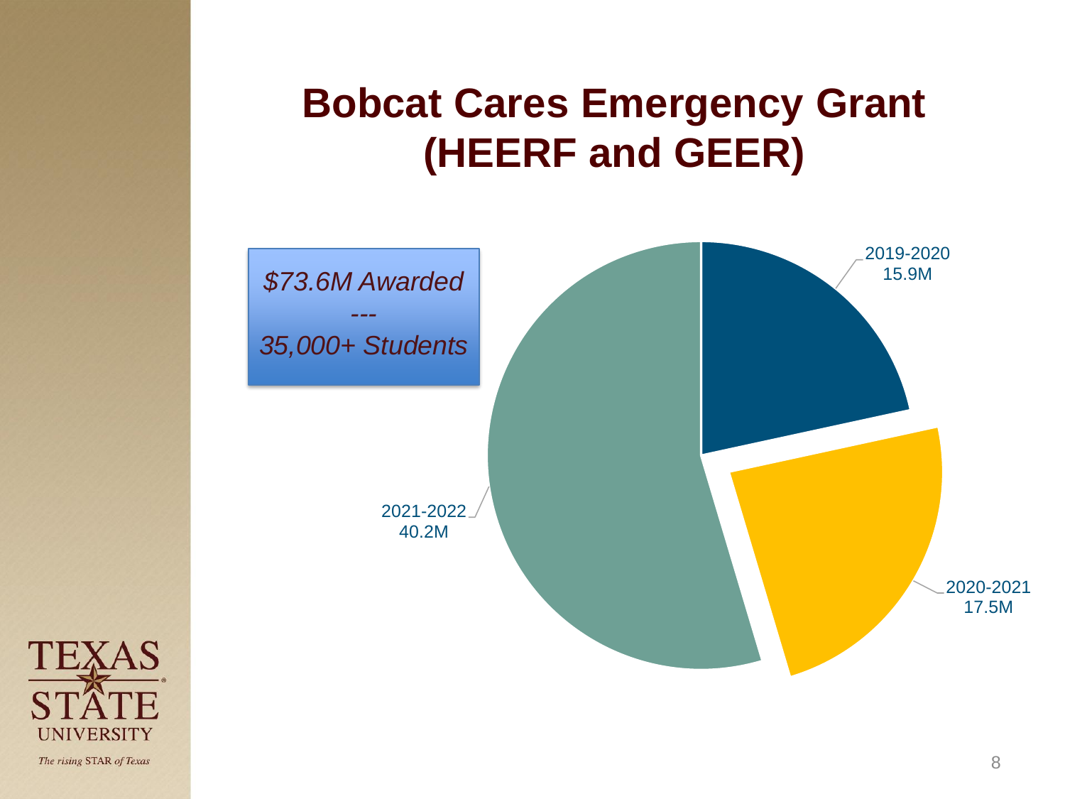# Bobcat Cares Emergency Grant (HEERF and GEER)

*$73.6M Awarded*

*---*

*35,000+ Students*

2019-2020
15.9M

2020-2021
17.5M

2021-2022
40.2M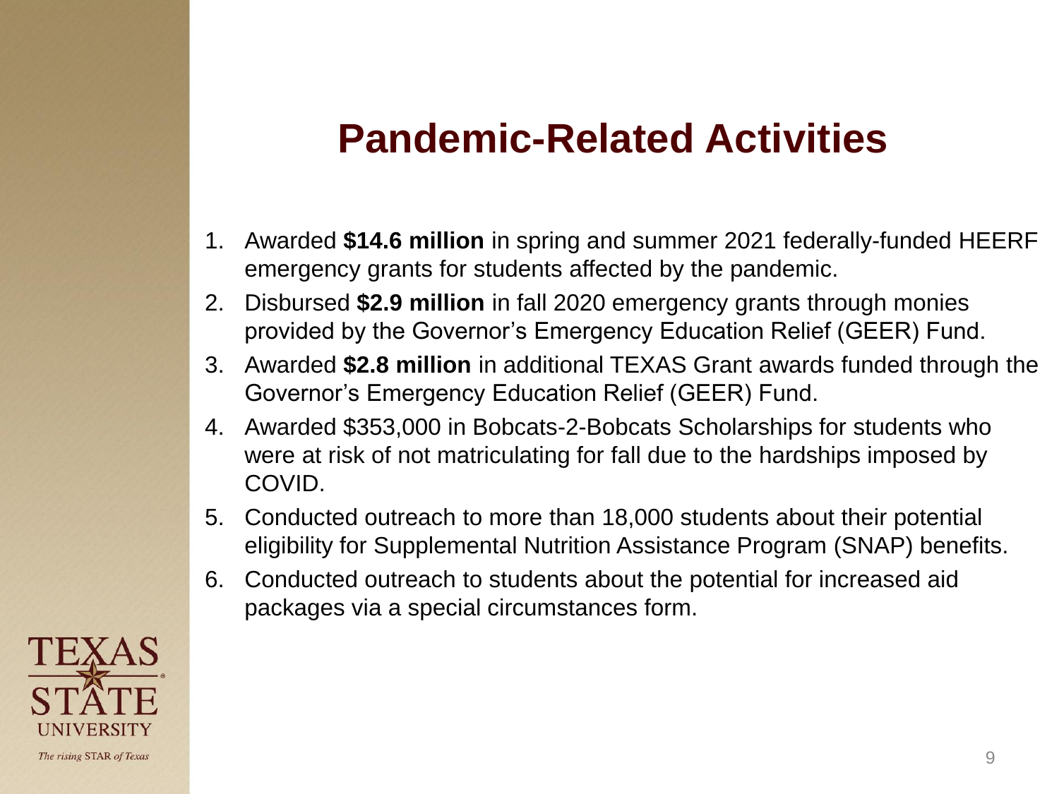# Pandemic-Related Activities

1. Awarded **$14.6 million** in spring and summer 2021 federally-funded HEERF emergency grants for students affected by the pandemic.
2. Disbursed **$2.9 million** in fall 2020 emergency grants through monies provided by the Governor's Emergency Education Relief (GEER) Fund.
3. Awarded **$2.8 million** in additional TEXAS Grant awards funded through the Governor's Emergency Education Relief (GEER) Fund.
4. Awarded $353,000 in Bobcats-2-Bobcats Scholarships for students who were at risk of not matriculating for fall due to the hardships imposed by COVID.
5. Conducted outreach to more than 18,000 students about their potential eligibility for Supplemental Nutrition Assistance Program (SNAP) benefits.
6. Conducted outreach to students about the potential for increased aid packages via a special circumstances form.

TEXAS STATE UNIVERSITY

*The rising* STAR *of Texas*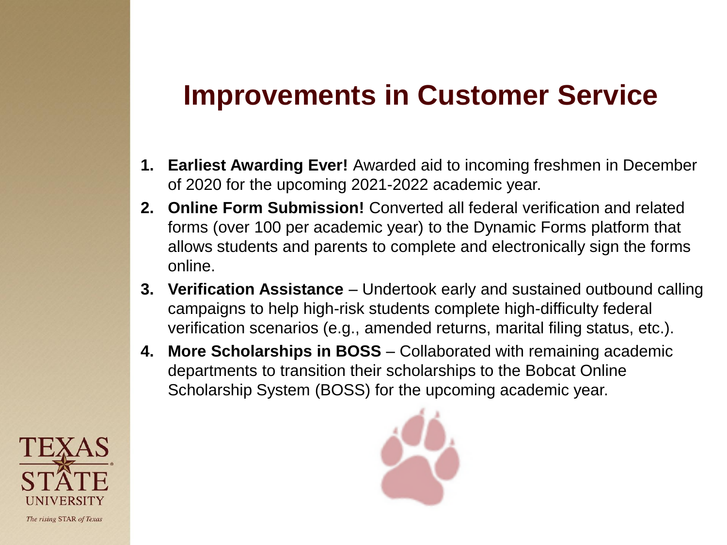# Improvements in Customer Service

1. **Earliest Awarding Ever!** Awarded aid to incoming freshmen in December of 2020 for the upcoming 2021-2022 academic year.
2. **Online Form Submission!** Converted all federal verification and related forms (over 100 per academic year) to the Dynamic Forms platform that allows students and parents to complete and electronically sign the forms online.
3. **Verification Assistance** – Undertook early and sustained outbound calling campaigns to help high-risk students complete high-difficulty federal verification scenarios (e.g., amended returns, marital filing status, etc.).
4. **More Scholarships in BOSS** – Collaborated with remaining academic departments to transition their scholarships to the Bobcat Online Scholarship System (BOSS) for the upcoming academic year.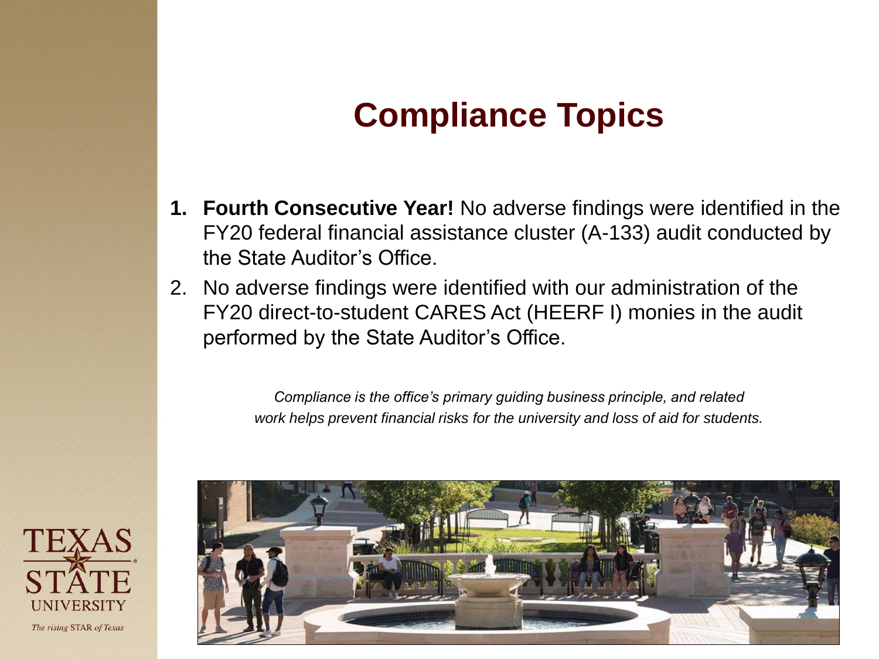# Compliance Topics

1. **Fourth Consecutive Year!** No adverse findings were identified in the FY20 federal financial assistance cluster (A-133) audit conducted by the State Auditor's Office.
2. No adverse findings were identified with our administration of the FY20 direct-to-student CARES Act (HEERF I) monies in the audit performed by the State Auditor's Office.

*Compliance is the office's primary guiding business principle, and related work helps prevent financial risks for the university and loss of aid for students.*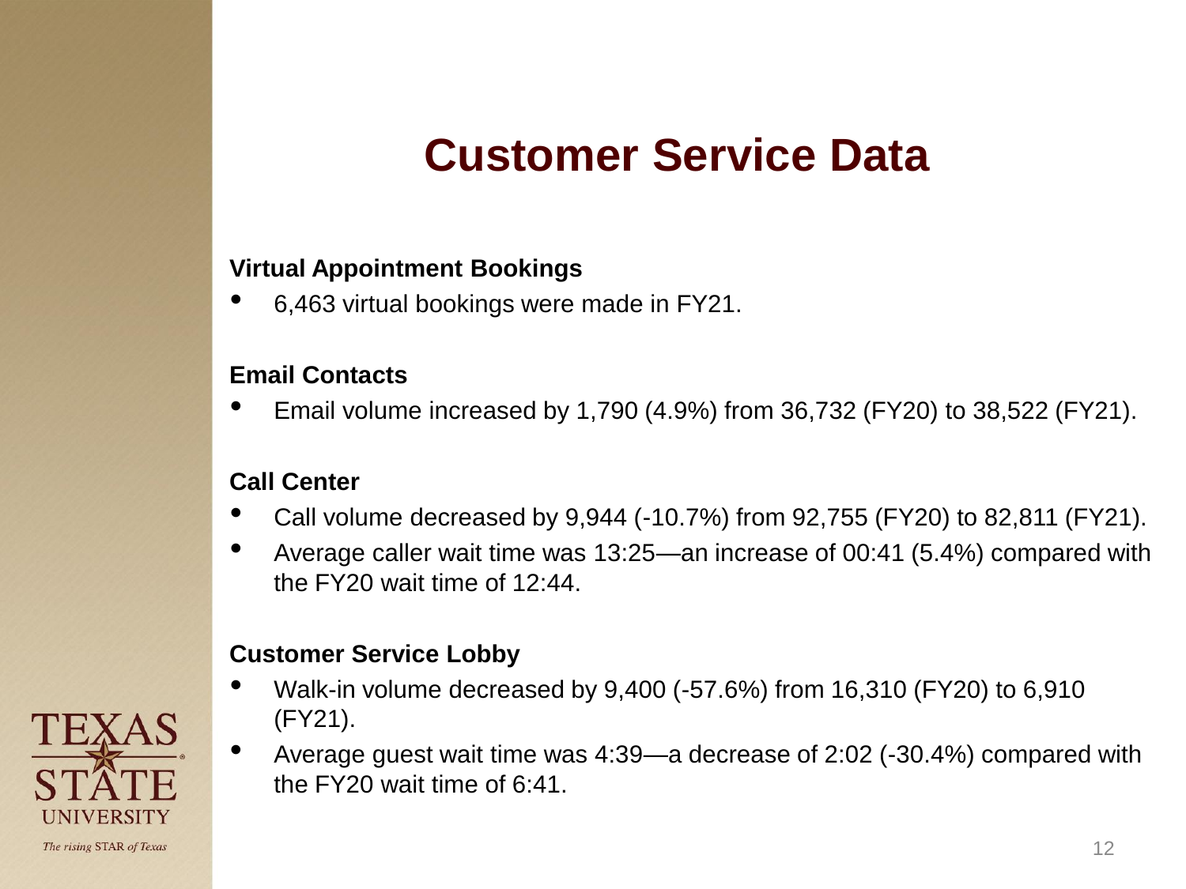# Customer Service Data

**Virtual Appointment Bookings**

- 6,463 virtual bookings were made in FY21.

**Email Contacts**

- Email volume increased by 1,790 (4.9%) from 36,732 (FY20) to 38,522 (FY21).

**Call Center**

- Call volume decreased by 9,944 (-10.7%) from 92,755 (FY20) to 82,811 (FY21).
- Average caller wait time was 13:25—an increase of 00:41 (5.4%) compared with the FY20 wait time of 12:44.

**Customer Service Lobby**

- Walk-in volume decreased by 9,400 (-57.6%) from 16,310 (FY20) to 6,910 (FY21).
- Average guest wait time was 4:39—a decrease of 2:02 (-30.4%) compared with the FY20 wait time of 6:41.

TEXAS STATE UNIVERSITY

*The rising* STAR *of Texas*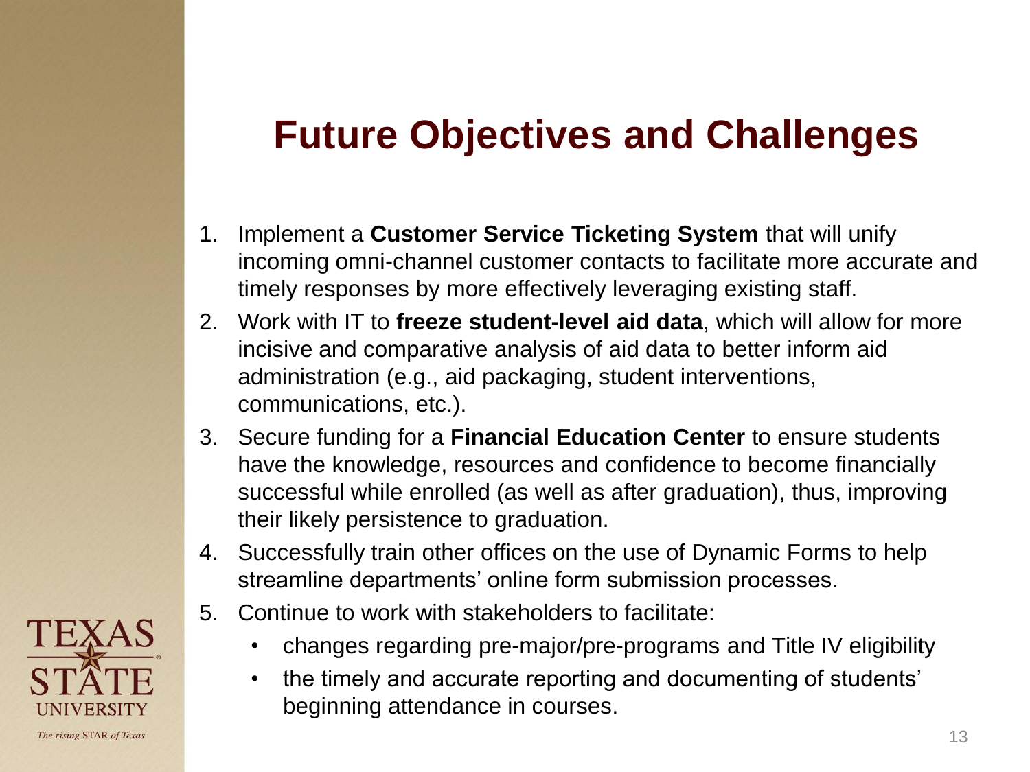# Future Objectives and Challenges

1. Implement a **Customer Service Ticketing System** that will unify incoming omni-channel customer contacts to facilitate more accurate and timely responses by more effectively leveraging existing staff.
2. Work with IT to **freeze student-level aid data**, which will allow for more incisive and comparative analysis of aid data to better inform aid administration (e.g., aid packaging, student interventions, communications, etc.).
3. Secure funding for a **Financial Education Center** to ensure students have the knowledge, resources and confidence to become financially successful while enrolled (as well as after graduation), thus, improving their likely persistence to graduation.
4. Successfully train other offices on the use of Dynamic Forms to help streamline departments' online form submission processes.
5. Continue to work with stakeholders to facilitate:
   - changes regarding pre-major/pre-programs and Title IV eligibility
   - the timely and accurate reporting and documenting of students' beginning attendance in courses.

TEXAS STATE UNIVERSITY

*The rising* STAR *of Texas*